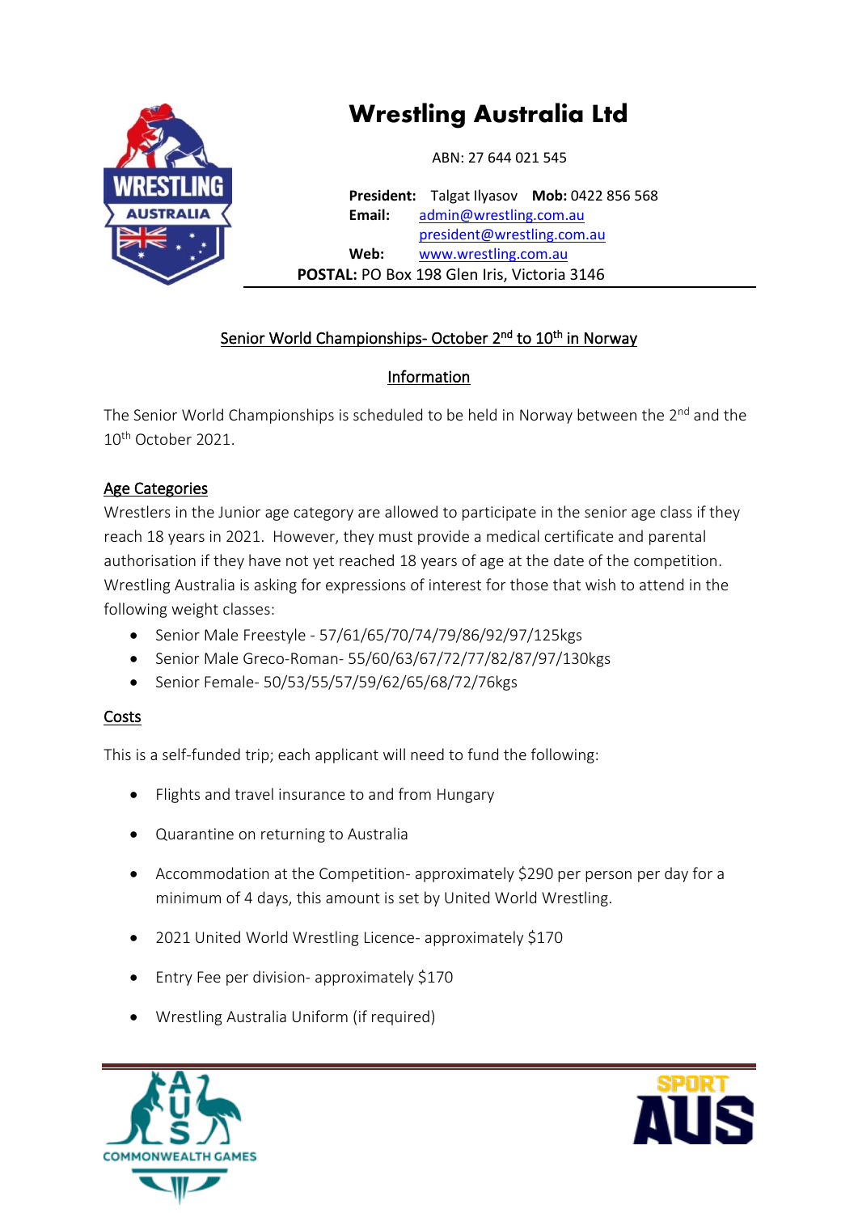# Wrestling Australia Ltd

ABN: 27 644 021 545

**President:** Talgat Ilyasov **Mob:** 0422 856 568
**Email:** admin@wrestling.com.au
president@wrestling.com.au
**Web:** www.wrestling.com.au
**POSTAL:** PO Box 198 Glen Iris, Victoria 3146

## Senior World Championships- October 2nd to 10th in Norway

### Information

The Senior World Championships is scheduled to be held in Norway between the 2nd and the 10th October 2021.

### Age Categories

Wrestlers in the Junior age category are allowed to participate in the senior age class if they reach 18 years in 2021. However, they must provide a medical certificate and parental authorisation if they have not yet reached 18 years of age at the date of the competition. Wrestling Australia is asking for expressions of interest for those that wish to attend in the following weight classes:

- Senior Male Freestyle - 57/61/65/70/74/79/86/92/97/125kgs
- Senior Male Greco-Roman- 55/60/63/67/72/77/82/87/97/130kgs
- Senior Female- 50/53/55/57/59/62/65/68/72/76kgs

### Costs

This is a self-funded trip; each applicant will need to fund the following:

- Flights and travel insurance to and from Hungary
- Quarantine on returning to Australia
- Accommodation at the Competition- approximately $290 per person per day for a minimum of 4 days, this amount is set by United World Wrestling.
- 2021 United World Wrestling Licence- approximately $170
- Entry Fee per division- approximately $170
- Wrestling Australia Uniform (if required)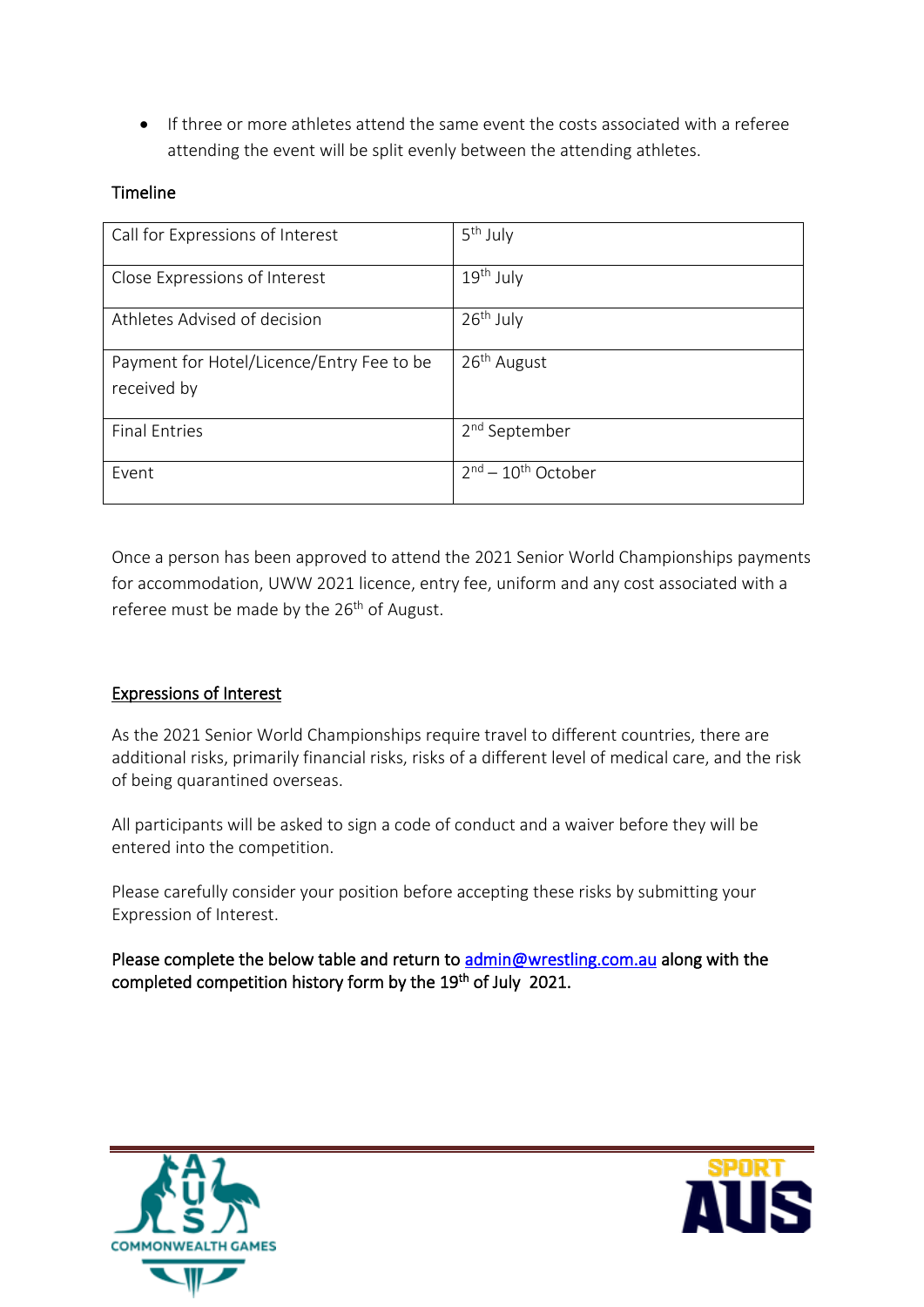- If three or more athletes attend the same event the costs associated with a referee attending the event will be split evenly between the attending athletes.

Timeline

| Call for Expressions of Interest | 5th July |
|---|---|
| Close Expressions of Interest | 19th July |
| Athletes Advised of decision | 26th July |
| Payment for Hotel/Licence/Entry Fee to be received by | 26th August |
| Final Entries | 2nd September |
| Event | 2nd – 10th October |

Once a person has been approved to attend the 2021 Senior World Championships payments for accommodation, UWW 2021 licence, entry fee, uniform and any cost associated with a referee must be made by the 26th of August.

## Expressions of Interest

As the 2021 Senior World Championships require travel to different countries, there are additional risks, primarily financial risks, risks of a different level of medical care, and the risk of being quarantined overseas.

All participants will be asked to sign a code of conduct and a waiver before they will be entered into the competition.

Please carefully consider your position before accepting these risks by submitting your Expression of Interest.

**Please complete the below table and return to admin@wrestling.com.au along with the completed competition history form by the 19th of July 2021.**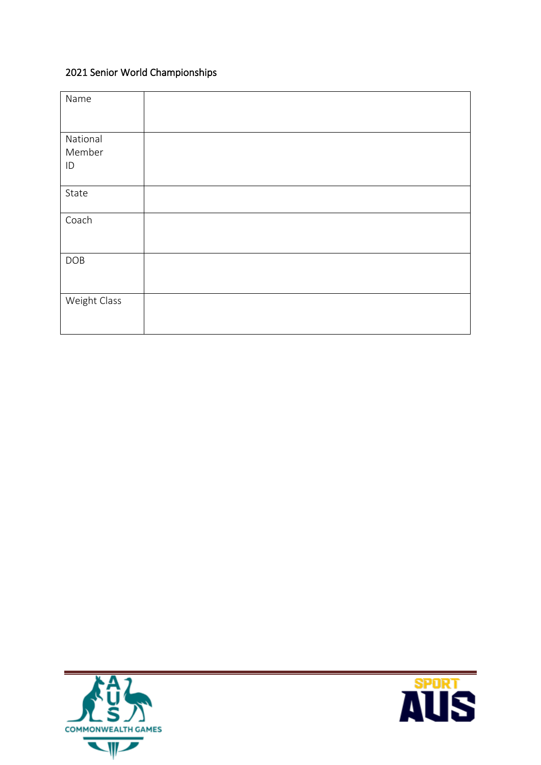2021 Senior World Championships

| | |
|---|---|
| Name | |
| National Member ID | |
| State | |
| Coach | |
| DOB | |
| Weight Class | |